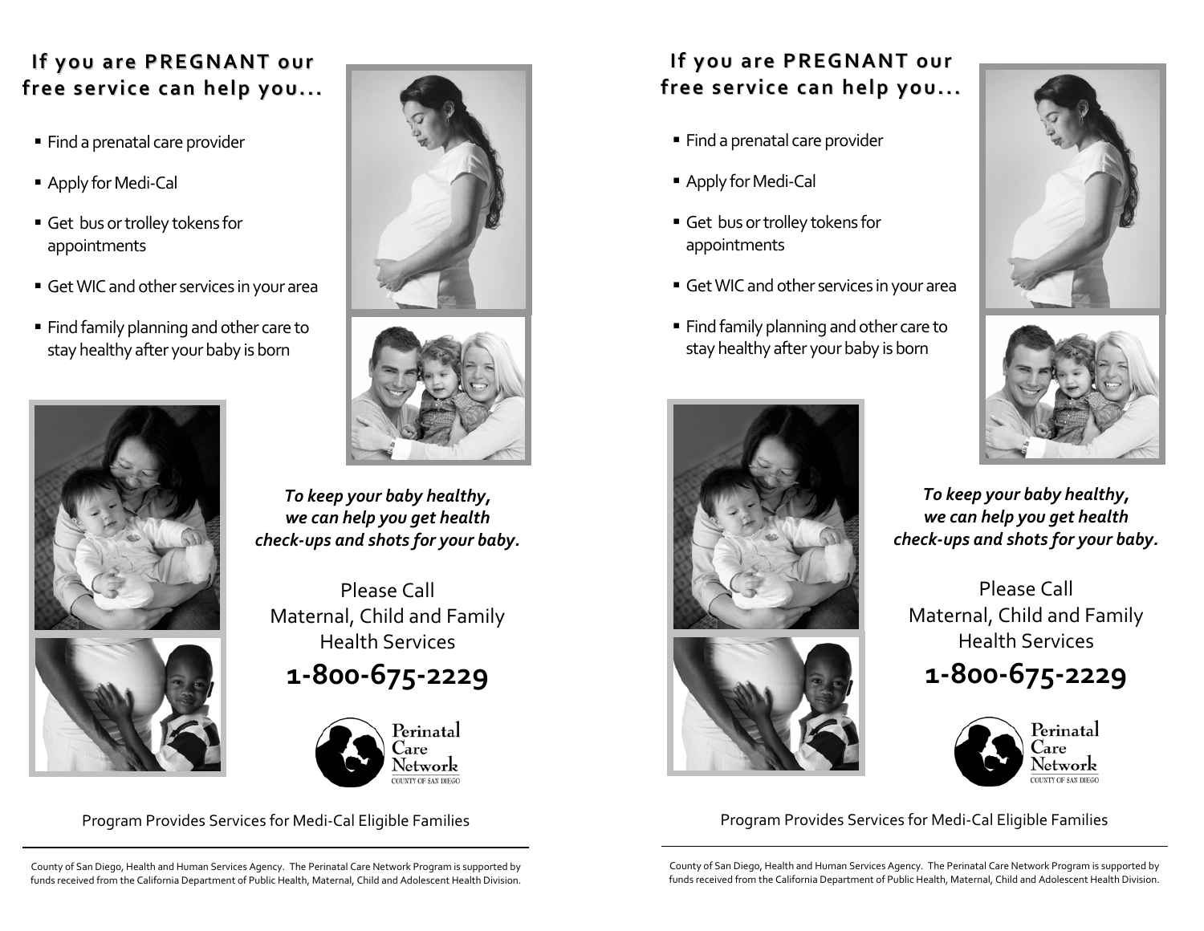## If you are PREGNANT our free service can help you...

- Find a prenatal care provider
- Apply for Medi-Cal
- Get bus or trolley tokens for appointments
- Get WIC and other services in your area
- Find family planning and other care to stay healthy after your baby is born

***To keep your baby healthy, we can help you get health check-ups and shots for your baby.***

Please Call
Maternal, Child and Family Health Services

**1-800-675-2229**

Perinatal Care Network
COUNTY OF SAN DIEGO

Program Provides Services for Medi-Cal Eligible Families

County of San Diego, Health and Human Services Agency. The Perinatal Care Network Program is supported by funds received from the California Department of Public Health, Maternal, Child and Adolescent Health Division.

## If you are PREGNANT our free service can help you...

- Find a prenatal care provider
- Apply for Medi-Cal
- Get bus or trolley tokens for appointments
- Get WIC and other services in your area
- Find family planning and other care to stay healthy after your baby is born

***To keep your baby healthy, we can help you get health check-ups and shots for your baby.***

Please Call
Maternal, Child and Family Health Services

**1-800-675-2229**

Perinatal Care Network
COUNTY OF SAN DIEGO

Program Provides Services for Medi-Cal Eligible Families

County of San Diego, Health and Human Services Agency. The Perinatal Care Network Program is supported by funds received from the California Department of Public Health, Maternal, Child and Adolescent Health Division.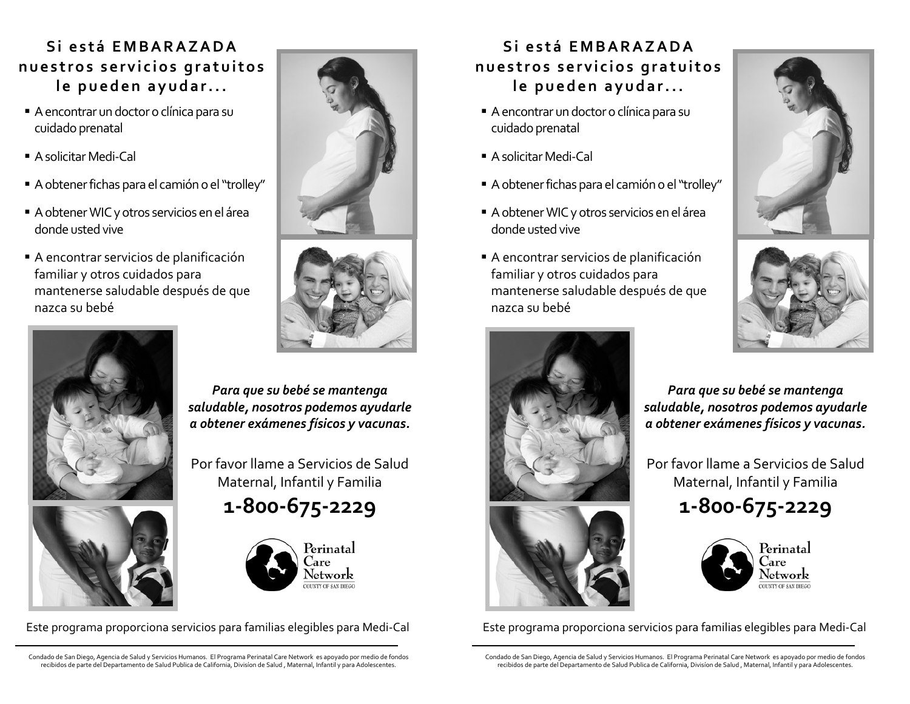## Si está EMBARAZADA nuestros servicios gratuitos le pueden ayudar...

- A encontrar un doctor o clínica para su cuidado prenatal
- A solicitar Medi-Cal
- A obtener fichas para el camión o el "trolley"
- A obtener WIC y otros servicios en el área donde usted vive
- A encontrar servicios de planificación familiar y otros cuidados para mantenerse saludable después de que nazca su bebé

***Para que su bebé se mantenga saludable, nosotros podemos ayudarle a obtener exámenes físicos y vacunas.***

Por favor llame a Servicios de Salud Maternal, Infantil y Familia

**1-800-675-2229**

Perinatal Care Network
COUNTY OF SAN DIEGO

Este programa proporciona servicios para familias elegibles para Medi-Cal

Condado de San Diego, Agencia de Salud y Servicios Humanos. El Programa Perinatal Care Network es apoyado por medio de fondos recibidos de parte del Departamento de Salud Publica de California, Divisíon de Salud , Maternal, Infantil y para Adolescentes.

## Si está EMBARAZADA nuestros servicios gratuitos le pueden ayudar...

- A encontrar un doctor o clínica para su cuidado prenatal
- A solicitar Medi-Cal
- A obtener fichas para el camión o el "trolley"
- A obtener WIC y otros servicios en el área donde usted vive
- A encontrar servicios de planificación familiar y otros cuidados para mantenerse saludable después de que nazca su bebé

***Para que su bebé se mantenga saludable, nosotros podemos ayudarle a obtener exámenes físicos y vacunas.***

Por favor llame a Servicios de Salud Maternal, Infantil y Familia

**1-800-675-2229**

Perinatal Care Network
COUNTY OF SAN DIEGO

Este programa proporciona servicios para familias elegibles para Medi-Cal

Condado de San Diego, Agencia de Salud y Servicios Humanos. El Programa Perinatal Care Network es apoyado por medio de fondos recibidos de parte del Departamento de Salud Publica de California, Divisíon de Salud , Maternal, Infantil y para Adolescentes.